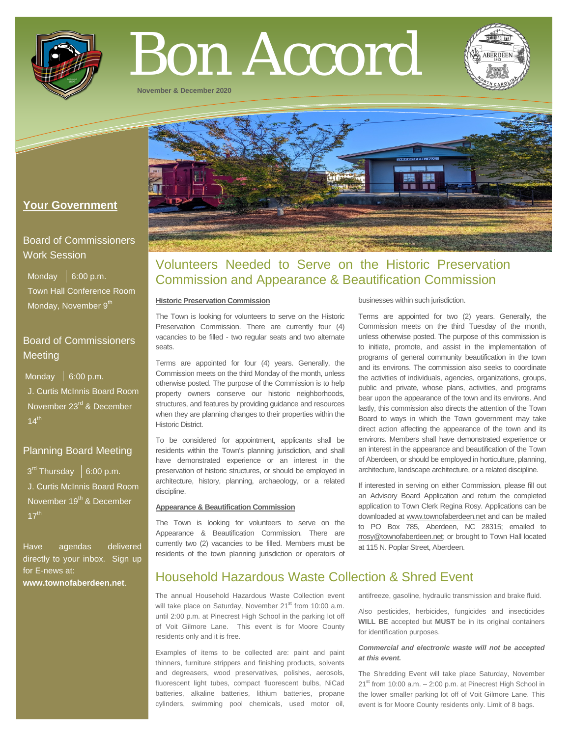# Bon Accord

November & December 2020

## Your Government

### Board of Commissioners Work Session

Monday | 6:00 p.m.
Town Hall Conference Room
Monday, November 9th

### Board of Commissioners Meeting

Monday | 6:00 p.m.
J. Curtis McInnis Board Room
November 23rd & December 14th

### Planning Board Meeting

3rd Thursday | 6:00 p.m.
J. Curtis McInnis Board Room
November 19th & December 17th

Have agendas delivered directly to your inbox. Sign up for E-news at: **www.townofaberdeen.net**.

## Volunteers Needed to Serve on the Historic Preservation Commission and Appearance & Beautification Commission

**Historic Preservation Commission**

The Town is looking for volunteers to serve on the Historic Preservation Commission. There are currently four (4) vacancies to be filled - two regular seats and two alternate seats.

Terms are appointed for four (4) years. Generally, the Commission meets on the third Monday of the month, unless otherwise posted. The purpose of the Commission is to help property owners conserve our historic neighborhoods, structures, and features by providing guidance and resources when they are planning changes to their properties within the Historic District.

To be considered for appointment, applicants shall be residents within the Town's planning jurisdiction, and shall have demonstrated experience or an interest in the preservation of historic structures, or should be employed in architecture, history, planning, archaeology, or a related discipline.

**Appearance & Beautification Commission**

The Town is looking for volunteers to serve on the Appearance & Beautification Commission. There are currently two (2) vacancies to be filled. Members must be residents of the town planning jurisdiction or operators of businesses within such jurisdiction.

Terms are appointed for two (2) years. Generally, the Commission meets on the third Tuesday of the month, unless otherwise posted. The purpose of this commission is to initiate, promote, and assist in the implementation of programs of general community beautification in the town and its environs. The commission also seeks to coordinate the activities of individuals, agencies, organizations, groups, public and private, whose plans, activities, and programs bear upon the appearance of the town and its environs. And lastly, this commission also directs the attention of the Town Board to ways in which the Town government may take direct action affecting the appearance of the town and its environs. Members shall have demonstrated experience or an interest in the appearance and beautification of the Town of Aberdeen, or should be employed in horticulture, planning, architecture, landscape architecture, or a related discipline.

If interested in serving on either Commission, please fill out an Advisory Board Application and return the completed application to Town Clerk Regina Rosy. Applications can be downloaded at www.townofaberdeen.net and can be mailed to PO Box 785, Aberdeen, NC 28315; emailed to rrosy@townofaberdeen.net; or brought to Town Hall located at 115 N. Poplar Street, Aberdeen.

## Household Hazardous Waste Collection & Shred Event

The annual Household Hazardous Waste Collection event will take place on Saturday, November 21st from 10:00 a.m. until 2:00 p.m. at Pinecrest High School in the parking lot off of Voit Gilmore Lane. This event is for Moore County residents only and it is free.

Examples of items to be collected are: paint and paint thinners, furniture strippers and finishing products, solvents and degreasers, wood preservatives, polishes, aerosols, fluorescent light tubes, compact fluorescent bulbs, NiCad batteries, alkaline batteries, lithium batteries, propane cylinders, swimming pool chemicals, used motor oil, antifreeze, gasoline, hydraulic transmission and brake fluid.

Also pesticides, herbicides, fungicides and insecticides **WILL BE** accepted but **MUST** be in its original containers for identification purposes.

***Commercial and electronic waste will not be accepted at this event.***

The Shredding Event will take place Saturday, November 21st from 10:00 a.m. – 2:00 p.m. at Pinecrest High School in the lower smaller parking lot off of Voit Gilmore Lane. This event is for Moore County residents only. Limit of 8 bags.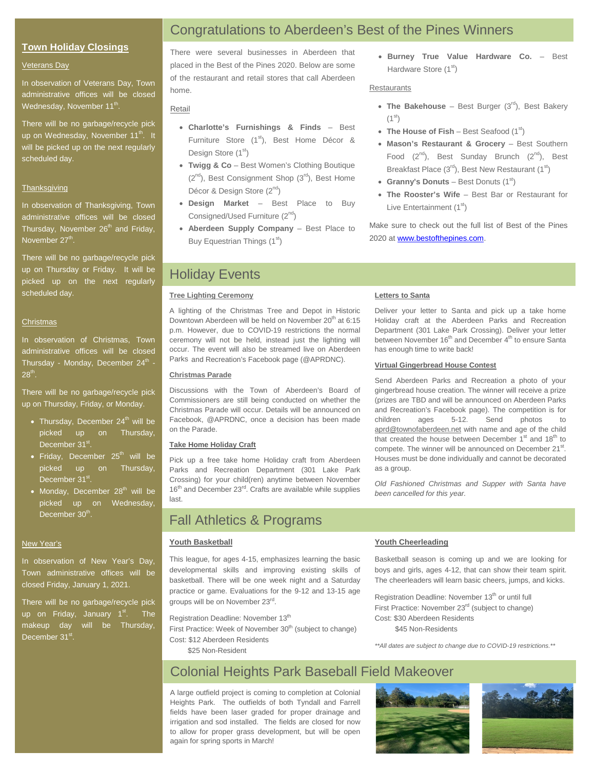## Town Holiday Closings

Veterans Day

In observation of Veterans Day, Town administrative offices will be closed Wednesday, November 11th.

There will be no garbage/recycle pick up on Wednesday, November 11th. It will be picked up on the next regularly scheduled day.

Thanksgiving

In observation of Thanksgiving, Town administrative offices will be closed Thursday, November 26th and Friday, November 27th.

There will be no garbage/recycle pick up on Thursday or Friday. It will be picked up on the next regularly scheduled day.

Christmas

In observation of Christmas, Town administrative offices will be closed Thursday - Monday, December 24th - 28th.

There will be no garbage/recycle pick up on Thursday, Friday, or Monday.

- Thursday, December 24th will be picked up on Thursday, December 31st.
- Friday, December 25th will be picked up on Thursday, December 31st.
- Monday, December 28th will be picked up on Wednesday, December 30th.

New Year's

In observation of New Year's Day, Town administrative offices will be closed Friday, January 1, 2021.

There will be no garbage/recycle pick up on Friday, January 1st. The makeup day will be Thursday, December 31st.

# Congratulations to Aberdeen's Best of the Pines Winners

There were several businesses in Aberdeen that placed in the Best of the Pines 2020. Below are some of the restaurant and retail stores that call Aberdeen home.

Retail

- **Charlotte's Furnishings & Finds** – Best Furniture Store (1st), Best Home Décor & Design Store (1st)
- **Twigg & Co** – Best Women's Clothing Boutique (2nd), Best Consignment Shop (3rd), Best Home Décor & Design Store (2nd)
- **Design Market** – Best Place to Buy Consigned/Used Furniture (2nd)
- **Aberdeen Supply Company** – Best Place to Buy Equestrian Things (1st)
- **Burney True Value Hardware Co.** – Best Hardware Store (1st)

Restaurants

- **The Bakehouse** – Best Burger (3rd), Best Bakery (1st)
- **The House of Fish** – Best Seafood (1st)
- **Mason's Restaurant & Grocery** – Best Southern Food (2nd), Best Sunday Brunch (2nd), Best Breakfast Place (3rd), Best New Restaurant (1st)
- **Granny's Donuts** – Best Donuts (1st)
- **The Rooster's Wife** – Best Bar or Restaurant for Live Entertainment (1st)

Make sure to check out the full list of Best of the Pines 2020 at www.bestofthepines.com.

# Holiday Events

**Tree Lighting Ceremony**

A lighting of the Christmas Tree and Depot in Historic Downtown Aberdeen will be held on November 20th at 6:15 p.m. However, due to COVID-19 restrictions the normal ceremony will not be held, instead just the lighting will occur. The event will also be streamed live on Aberdeen Parks and Recreation's Facebook page (@APRDNC).

**Christmas Parade**

Discussions with the Town of Aberdeen's Board of Commissioners are still being conducted on whether the Christmas Parade will occur. Details will be announced on Facebook, @APRDNC, once a decision has been made on the Parade.

**Take Home Holiday Craft**

Pick up a free take home Holiday craft from Aberdeen Parks and Recreation Department (301 Lake Park Crossing) for your child(ren) anytime between November 16th and December 23rd. Crafts are available while supplies last.

**Letters to Santa**

Deliver your letter to Santa and pick up a take home Holiday craft at the Aberdeen Parks and Recreation Department (301 Lake Park Crossing). Deliver your letter between November 16th and December 4th to ensure Santa has enough time to write back!

**Virtual Gingerbread House Contest**

Send Aberdeen Parks and Recreation a photo of your gingerbread house creation. The winner will receive a prize (prizes are TBD and will be announced on Aberdeen Parks and Recreation's Facebook page). The competition is for children ages 5-12. Send photos to aprd@townofaberdeen.net with name and age of the child that created the house between December 1st and 18th to compete. The winner will be announced on December 21st. Houses must be done individually and cannot be decorated as a group.

*Old Fashioned Christmas and Supper with Santa have been cancelled for this year.*

# Fall Athletics & Programs

**Youth Basketball**

This league, for ages 4-15, emphasizes learning the basic developmental skills and improving existing skills of basketball. There will be one week night and a Saturday practice or game. Evaluations for the 9-12 and 13-15 age groups will be on November 23rd.

Registration Deadline: November 13th
First Practice: Week of November 30th (subject to change)
Cost: $12 Aberdeen Residents
$25 Non-Resident

**Youth Cheerleading**

Basketball season is coming up and we are looking for boys and girls, ages 4-12, that can show their team spirit. The cheerleaders will learn basic cheers, jumps, and kicks.

Registration Deadline: November 13th or until full
First Practice: November 23rd (subject to change)
Cost: $30 Aberdeen Residents
$45 Non-Residents

*\*\*All dates are subject to change due to COVID-19 restrictions.\*\**

# Colonial Heights Park Baseball Field Makeover

A large outfield project is coming to completion at Colonial Heights Park. The outfields of both Tyndall and Farrell fields have been laser graded for proper drainage and irrigation and sod installed. The fields are closed for now to allow for proper grass development, but will be open again for spring sports in March!